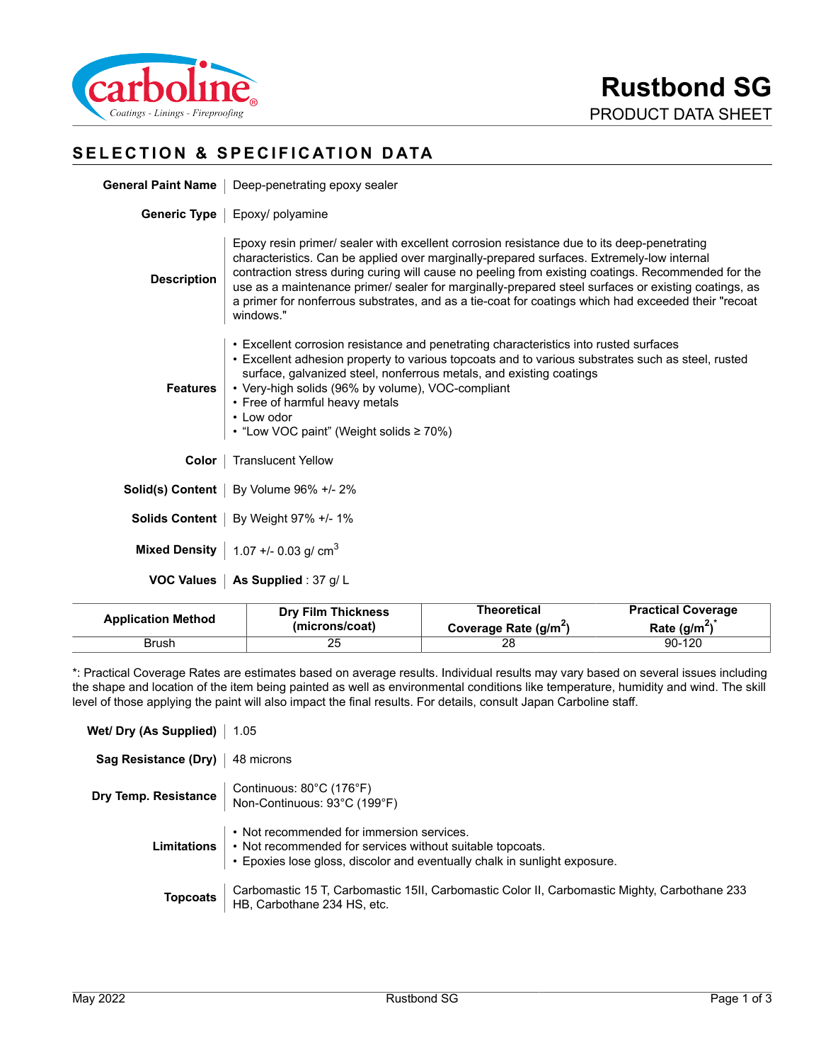# Rustbond SG

PRODUCT DATA SHEET

## SELECTION & SPECIFICATION DATA

**General Paint Name** | Deep-penetrating epoxy sealer

**Generic Type** | Epoxy/ polyamine

**Description** | Epoxy resin primer/ sealer with excellent corrosion resistance due to its deep-penetrating characteristics. Can be applied over marginally-prepared surfaces. Extremely-low internal contraction stress during curing will cause no peeling from existing coatings. Recommended for the use as a maintenance primer/ sealer for marginally-prepared steel surfaces or existing coatings, as a primer for nonferrous substrates, and as a tie-coat for coatings which had exceeded their "recoat windows."

**Features**

- Excellent corrosion resistance and penetrating characteristics into rusted surfaces
- Excellent adhesion property to various topcoats and to various substrates such as steel, rusted surface, galvanized steel, nonferrous metals, and existing coatings
- Very-high solids (96% by volume), VOC-compliant
- Free of harmful heavy metals
- Low odor
- "Low VOC paint" (Weight solids ≥ 70%)

**Color** | Translucent Yellow

**Solid(s) Content** | By Volume 96% +/- 2%

**Solids Content** | By Weight 97% +/- 1%

**Mixed Density** | 1.07 +/- 0.03 g/ $cm^3$

**VOC Values** | **As Supplied** : 37 g/ L

| Application Method | Dry Film Thickness (microns/coat) | Theoretical Coverage Rate ($g/m^2$) | Practical Coverage Rate ($g/m^2$)* |
|---|---|---|---|
| Brush | 25 | 28 | 90-120 |

*: Practical Coverage Rates are estimates based on average results. Individual results may vary based on several issues including the shape and location of the item being painted as well as environmental conditions like temperature, humidity and wind. The skill level of those applying the paint will also impact the final results. For details, consult Japan Carboline staff.

**Wet/ Dry (As Supplied)** | 1.05

**Sag Resistance (Dry)** | 48 microns

**Dry Temp. Resistance** | Continuous: 80°C (176°F)
Non-Continuous: 93°C (199°F)

**Limitations**

- Not recommended for immersion services.
- Not recommended for services without suitable topcoats.
- Epoxies lose gloss, discolor and eventually chalk in sunlight exposure.

**Topcoats** | Carbomastic 15 T, Carbomastic 15II, Carbomastic Color II, Carbomastic Mighty, Carbothane 233 HB, Carbothane 234 HS, etc.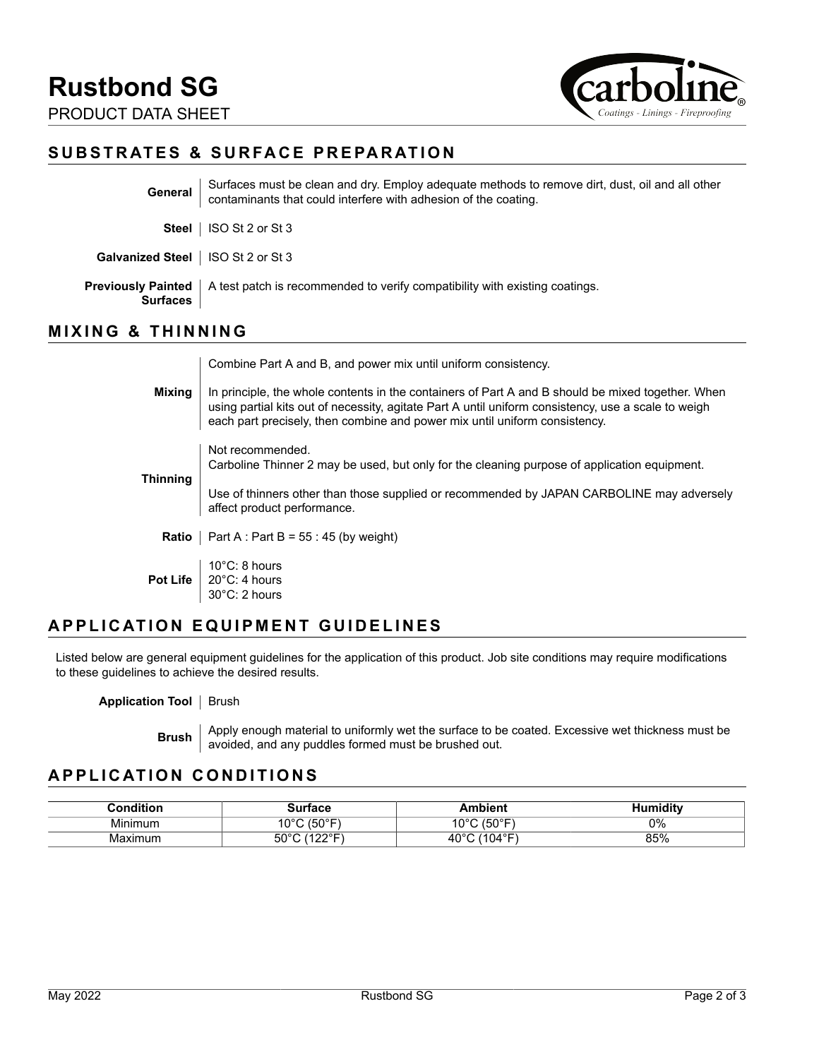## SUBSTRATES & SURFACE PREPARATION

**General** — Surfaces must be clean and dry. Employ adequate methods to remove dirt, dust, oil and all other contaminants that could interfere with adhesion of the coating.

**Steel** — ISO St 2 or St 3

**Galvanized Steel** — ISO St 2 or St 3

**Previously Painted Surfaces** — A test patch is recommended to verify compatibility with existing coatings.

## MIXING & THINNING

**Mixing** — Combine Part A and B, and power mix until uniform consistency.

In principle, the whole contents in the containers of Part A and B should be mixed together. When using partial kits out of necessity, agitate Part A until uniform consistency, use a scale to weigh each part precisely, then combine and power mix until uniform consistency.

**Thinning** — Not recommended.
Carboline Thinner 2 may be used, but only for the cleaning purpose of application equipment.

Use of thinners other than those supplied or recommended by JAPAN CARBOLINE may adversely affect product performance.

**Ratio** — Part A : Part B = 55 : 45 (by weight)

**Pot Life** — 10°C: 8 hours
20°C: 4 hours
30°C: 2 hours

## APPLICATION EQUIPMENT GUIDELINES

Listed below are general equipment guidelines for the application of this product. Job site conditions may require modifications to these guidelines to achieve the desired results.

**Application Tool** — Brush

**Brush** — Apply enough material to uniformly wet the surface to be coated. Excessive wet thickness must be avoided, and any puddles formed must be brushed out.

## APPLICATION CONDITIONS

| Condition | Surface | Ambient | Humidity |
|---|---|---|---|
| Minimum | 10°C (50°F) | 10°C (50°F) | 0% |
| Maximum | 50°C (122°F) | 40°C (104°F) | 85% |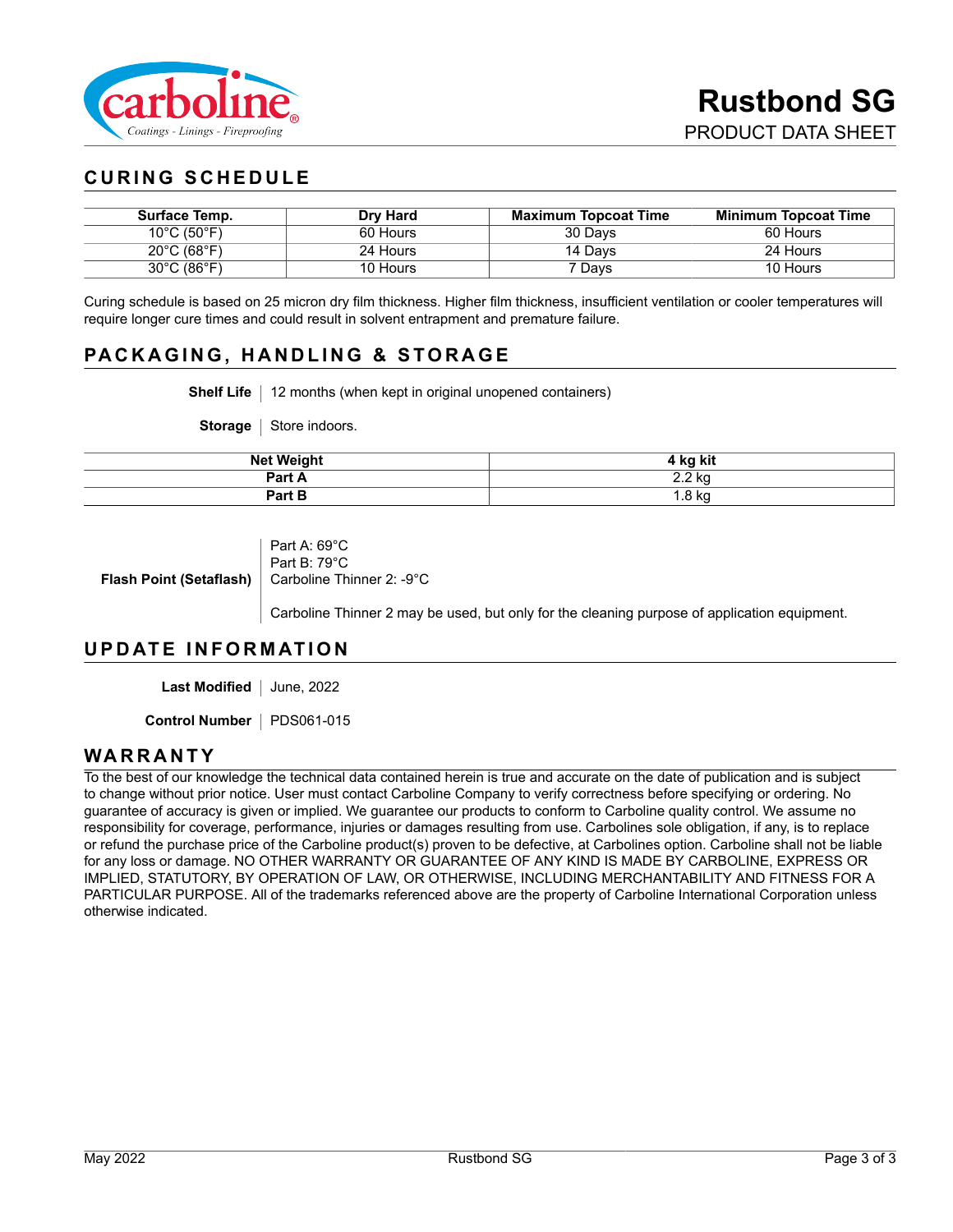## CURING SCHEDULE

| Surface Temp. | Dry Hard | Maximum Topcoat Time | Minimum Topcoat Time |
|---|---|---|---|
| 10°C (50°F) | 60 Hours | 30 Days | 60 Hours |
| 20°C (68°F) | 24 Hours | 14 Days | 24 Hours |
| 30°C (86°F) | 10 Hours | 7 Days | 10 Hours |

Curing schedule is based on 25 micron dry film thickness. Higher film thickness, insufficient ventilation or cooler temperatures will require longer cure times and could result in solvent entrapment and premature failure.

## PACKAGING, HANDLING & STORAGE

**Shelf Life** | 12 months (when kept in original unopened containers)

**Storage** | Store indoors.

| Net Weight | 4 kg kit |
|---|---|
| **Part A** | 2.2 kg |
| **Part B** | 1.8 kg |

**Flash Point (Setaflash)**

Part A: 69°C
Part B: 79°C
Carboline Thinner 2: -9°C

Carboline Thinner 2 may be used, but only for the cleaning purpose of application equipment.

## UPDATE INFORMATION

**Last Modified** | June, 2022

**Control Number** | PDS061-015

## WARRANTY

To the best of our knowledge the technical data contained herein is true and accurate on the date of publication and is subject to change without prior notice. User must contact Carboline Company to verify correctness before specifying or ordering. No guarantee of accuracy is given or implied. We guarantee our products to conform to Carboline quality control. We assume no responsibility for coverage, performance, injuries or damages resulting from use. Carbolines sole obligation, if any, is to replace or refund the purchase price of the Carboline product(s) proven to be defective, at Carbolines option. Carboline shall not be liable for any loss or damage. NO OTHER WARRANTY OR GUARANTEE OF ANY KIND IS MADE BY CARBOLINE, EXPRESS OR IMPLIED, STATUTORY, BY OPERATION OF LAW, OR OTHERWISE, INCLUDING MERCHANTABILITY AND FITNESS FOR A PARTICULAR PURPOSE. All of the trademarks referenced above are the property of Carboline International Corporation unless otherwise indicated.